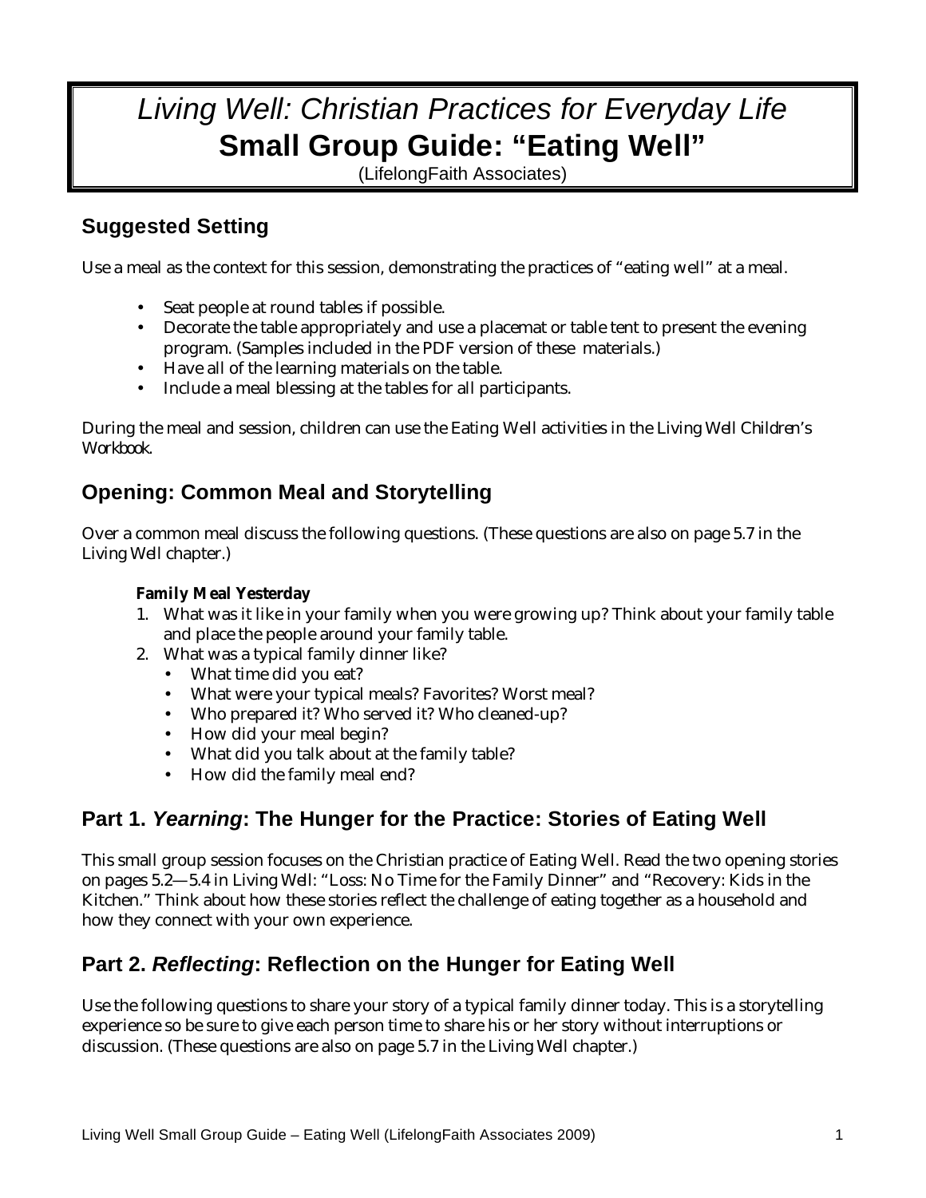# *Living Well: Christian Practices for Everyday Life*
# **Small Group Guide: "Eating Well"**

(LifelongFaith Associates)

## Suggested Setting

Use a meal as the context for this session, demonstrating the practices of "eating well" at a meal.

- Seat people at round tables if possible.
- Decorate the table appropriately and use a placemat or table tent to present the evening program. (Samples included in the PDF version of these materials.)
- Have all of the learning materials on the table.
- Include a meal blessing at the tables for all participants.

During the meal and session, children can use the Eating Well activities in the *Living Well Children's Workbook*.

## Opening: Common Meal and Storytelling

Over a common meal discuss the following questions. (These questions are also on page 5.7 in the *Living Well* chapter.)

**Family Meal Yesterday**

1. What was it like in your family when you were growing up? Think about your family table and place the people around your family table.
2. What was a typical family dinner like?
   - What time did you eat?
   - What were your typical meals? Favorites? Worst meal?
   - Who prepared it? Who served it? Who cleaned-up?
   - How did your meal begin?
   - What did you talk about at the family table?
   - How did the family meal end?

## Part 1. *Yearning*: The Hunger for the Practice: Stories of Eating Well

This small group session focuses on the Christian practice of Eating Well. Read the two opening stories on pages 5.2—5.4 in *Living Well*: "Loss: No Time for the Family Dinner" and "Recovery: Kids in the Kitchen." Think about how these stories reflect the challenge of eating together as a household and how they connect with your own experience.

## Part 2. *Reflecting*: Reflection on the Hunger for Eating Well

Use the following questions to share your story of a typical family dinner today. This is a storytelling experience so be sure to give each person time to share his or her story without interruptions or discussion. (These questions are also on page 5.7 in the *Living Well* chapter.)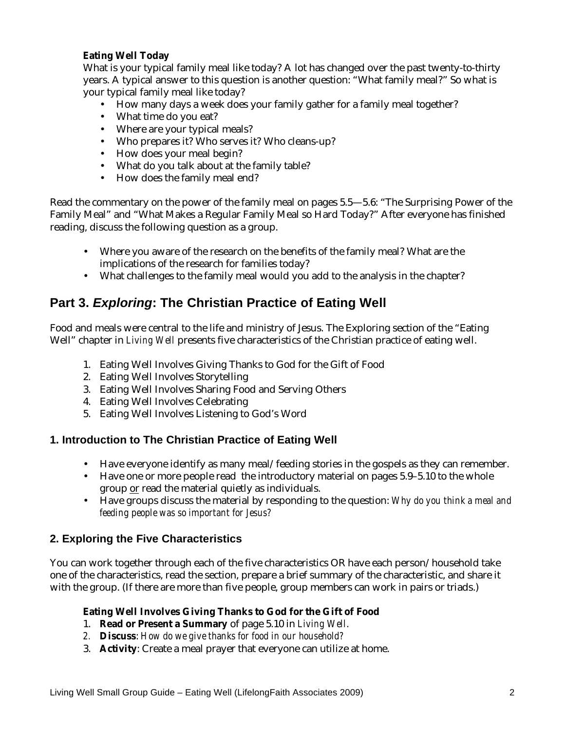**Eating Well Today**

What is your typical family meal like today? A lot has changed over the past twenty-to-thirty years. A typical answer to this question is another question: "What family meal?" So what is your typical family meal like today?

- How many days a week does your family gather for a family meal together?
- What time do you eat?
- Where are your typical meals?
- Who prepares it? Who serves it? Who cleans-up?
- How does your meal begin?
- What do you talk about at the family table?
- How does the family meal end?

Read the commentary on the power of the family meal on pages 5.5—5.6: "The Surprising Power of the Family Meal" and "What Makes a Regular Family Meal so Hard Today?" After everyone has finished reading, discuss the following question as a group.

- Where you aware of the research on the benefits of the family meal? What are the implications of the research for families today?
- What challenges to the family meal would you add to the analysis in the chapter?

## Part 3. *Exploring*: The Christian Practice of Eating Well

Food and meals were central to the life and ministry of Jesus. The Exploring section of the "Eating Well" chapter in *Living Well* presents five characteristics of the Christian practice of eating well.

1. Eating Well Involves Giving Thanks to God for the Gift of Food
2. Eating Well Involves Storytelling
3. Eating Well Involves Sharing Food and Serving Others
4. Eating Well Involves Celebrating
5. Eating Well Involves Listening to God's Word

### 1. Introduction to The Christian Practice of Eating Well

- Have everyone identify as many meal/feeding stories in the gospels as they can remember.
- Have one or more people read the introductory material on pages 5.9–5.10 to the whole group <u>or</u> read the material quietly as individuals.
- Have groups discuss the material by responding to the question: *Why do you think a meal and feeding people was so important for Jesus?*

### 2. Exploring the Five Characteristics

You can work together through each of the five characteristics OR have each person/household take one of the characteristics, read the section, prepare a brief summary of the characteristic, and share it with the group. (If there are more than five people, group members can work in pairs or triads.)

**Eating Well Involves Giving Thanks to God for the Gift of Food**

1. **Read or Present a Summary** of page 5.10 in *Living Well*.
2. **Discuss**: *How do we give thanks for food in our household?*
3. **Activity**: Create a meal prayer that everyone can utilize at home.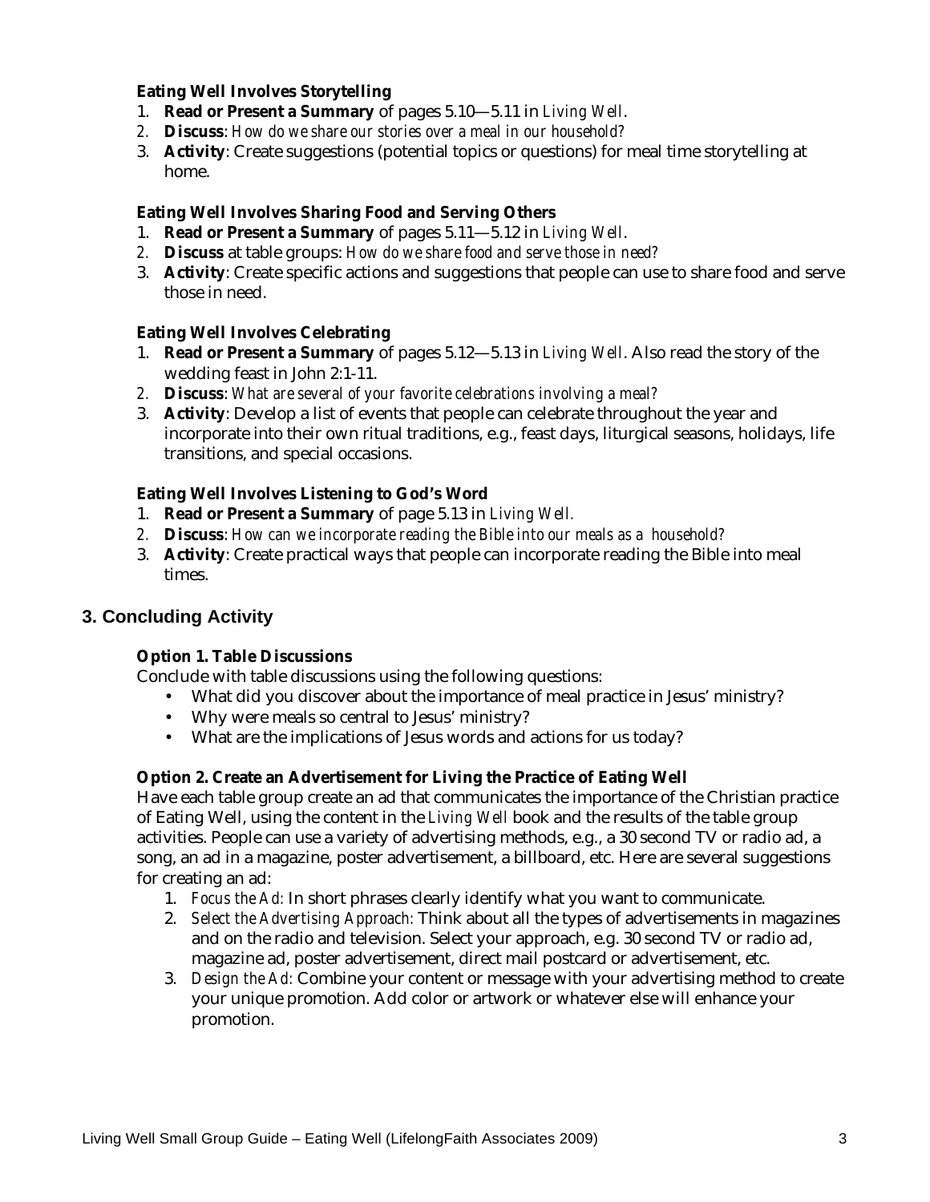**Eating Well Involves Storytelling**

1. **Read or Present a Summary** of pages 5.10—5.11 in *Living Well*.
2. **Discuss**: *How do we share our stories over a meal in our household?*
3. **Activity**: Create suggestions (potential topics or questions) for meal time storytelling at home.

**Eating Well Involves Sharing Food and Serving Others**

1. **Read or Present a Summary** of pages 5.11—5.12 in *Living Well.*
2. **Discuss** at table groups: *How do we share food and serve those in need?*
3. **Activity**: Create specific actions and suggestions that people can use to share food and serve those in need.

**Eating Well Involves Celebrating**

1. **Read or Present a Summary** of pages 5.12—5.13 in *Living Well*. Also read the story of the wedding feast in John 2:1-11.
2. **Discuss**: *What are several of your favorite celebrations involving a meal?*
3. **Activity**: Develop a list of events that people can celebrate throughout the year and incorporate into their own ritual traditions, e.g., feast days, liturgical seasons, holidays, life transitions, and special occasions.

**Eating Well Involves Listening to God's Word**

1. **Read or Present a Summary** of page 5.13 in *Living Well.*
2. **Discuss**: *How can we incorporate reading the Bible into our meals as a household?*
3. **Activity**: Create practical ways that people can incorporate reading the Bible into meal times.

## 3. Concluding Activity

**Option 1. Table Discussions**

Conclude with table discussions using the following questions:

- What did you discover about the importance of meal practice in Jesus' ministry?
- Why were meals so central to Jesus' ministry?
- What are the implications of Jesus words and actions for us today?

**Option 2. Create an Advertisement for Living the Practice of Eating Well**

Have each table group create an ad that communicates the importance of the Christian practice of Eating Well, using the content in the *Living Well* book and the results of the table group activities. People can use a variety of advertising methods, e.g., a 30 second TV or radio ad, a song, an ad in a magazine, poster advertisement, a billboard, etc. Here are several suggestions for creating an ad:

1. *Focus the Ad:* In short phrases clearly identify what you want to communicate.
2. *Select the Advertising Approach:* Think about all the types of advertisements in magazines and on the radio and television. Select your approach, e.g. 30 second TV or radio ad, magazine ad, poster advertisement, direct mail postcard or advertisement, etc.
3. *Design the Ad:* Combine your content or message with your advertising method to create your unique promotion. Add color or artwork or whatever else will enhance your promotion.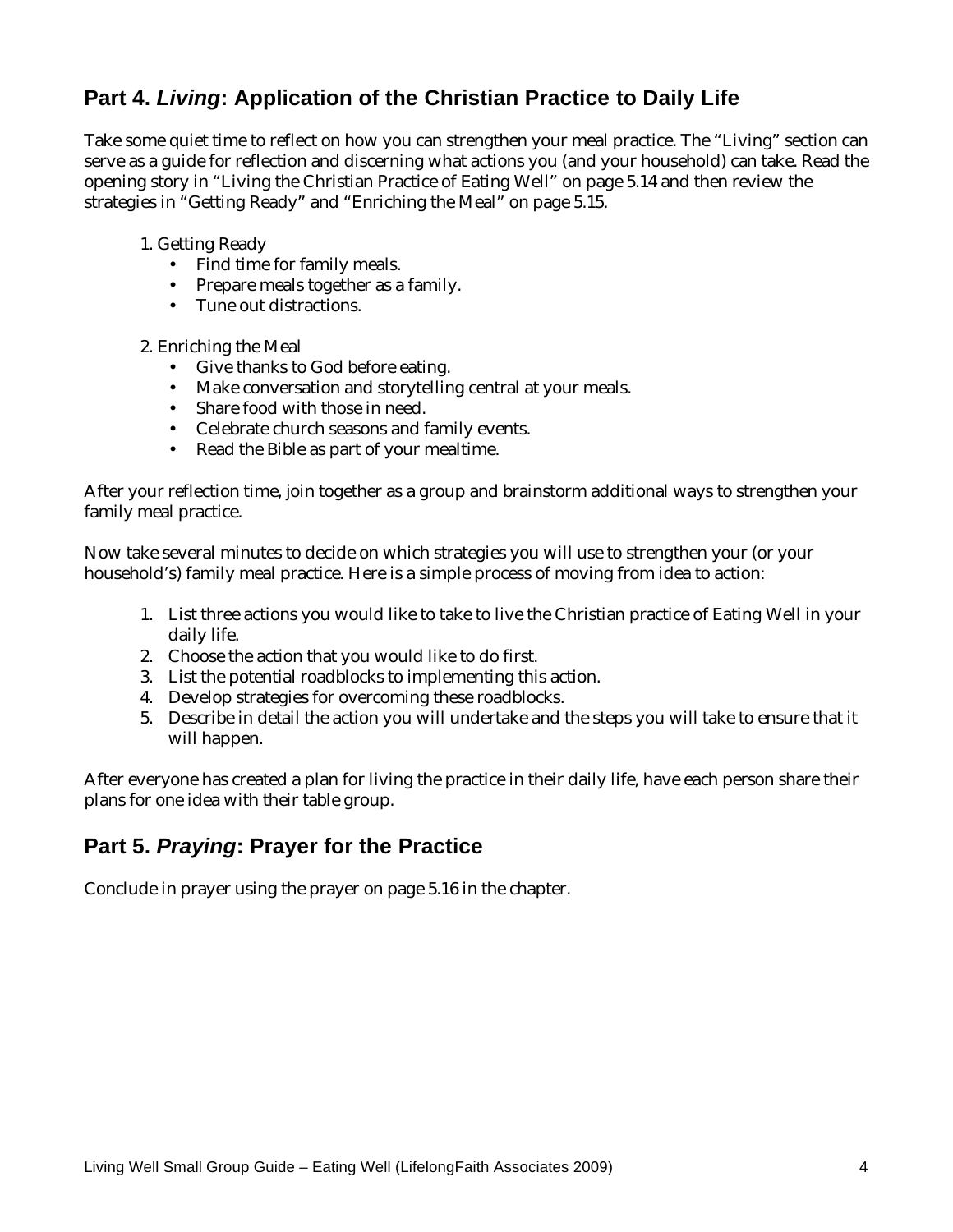## Part 4. *Living*: Application of the Christian Practice to Daily Life

Take some quiet time to reflect on how you can strengthen your meal practice. The "Living" section can serve as a guide for reflection and discerning what actions you (and your household) can take. Read the opening story in "Living the Christian Practice of Eating Well" on page 5.14 and then review the strategies in "Getting Ready" and "Enriching the Meal" on page 5.15.

1. Getting Ready
   - Find time for family meals.
   - Prepare meals together as a family.
   - Tune out distractions.

2. Enriching the Meal
   - Give thanks to God before eating.
   - Make conversation and storytelling central at your meals.
   - Share food with those in need.
   - Celebrate church seasons and family events.
   - Read the Bible as part of your mealtime.

After your reflection time, join together as a group and brainstorm additional ways to strengthen your family meal practice.

Now take several minutes to decide on which strategies you will use to strengthen your (or your household's) family meal practice. Here is a simple process of moving from idea to action:

1. List three actions you would like to take to live the Christian practice of Eating Well in your daily life.
2. Choose the action that you would like to do first.
3. List the potential roadblocks to implementing this action.
4. Develop strategies for overcoming these roadblocks.
5. Describe in detail the action you will undertake and the steps you will take to ensure that it will happen.

After everyone has created a plan for living the practice in their daily life, have each person share their plans for one idea with their table group.

## Part 5. *Praying*: Prayer for the Practice

Conclude in prayer using the prayer on page 5.16 in the chapter.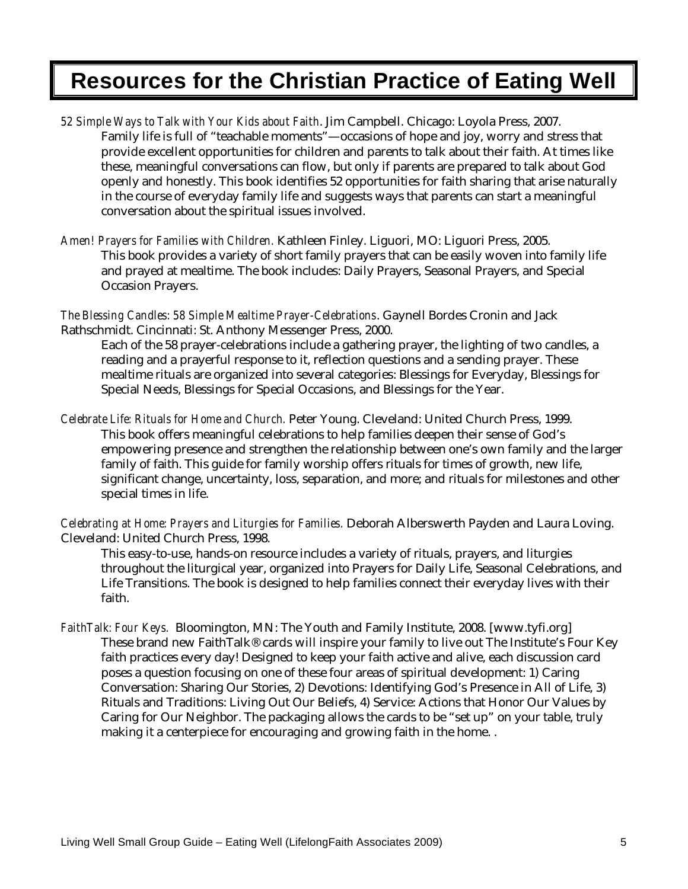# Resources for the Christian Practice of Eating Well

*52 Simple Ways to Talk with Your Kids about Faith*. Jim Campbell. Chicago: Loyola Press, 2007.
Family life is full of "teachable moments"—occasions of hope and joy, worry and stress that provide excellent opportunities for children and parents to talk about their faith. At times like these, meaningful conversations can flow, but only if parents are prepared to talk about God openly and honestly. This book identifies 52 opportunities for faith sharing that arise naturally in the course of everyday family life and suggests ways that parents can start a meaningful conversation about the spiritual issues involved.

*Amen! Prayers for Families with Children.* Kathleen Finley. Liguori, MO: Liguori Press, 2005.
This book provides a variety of short family prayers that can be easily woven into family life and prayed at mealtime. The book includes: Daily Prayers, Seasonal Prayers, and Special Occasion Prayers.

*The Blessing Candles: 58 Simple Mealtime Prayer-Celebrations*. Gaynell Bordes Cronin and Jack Rathschmidt. Cincinnati: St. Anthony Messenger Press, 2000.
Each of the 58 prayer-celebrations include a gathering prayer, the lighting of two candles, a reading and a prayerful response to it, reflection questions and a sending prayer. These mealtime rituals are organized into several categories: Blessings for Everyday, Blessings for Special Needs, Blessings for Special Occasions, and Blessings for the Year.

*Celebrate Life: Rituals for Home and Church.* Peter Young. Cleveland: United Church Press, 1999.
This book offers meaningful celebrations to help families deepen their sense of God's empowering presence and strengthen the relationship between one's own family and the larger family of faith. This guide for family worship offers rituals for times of growth, new life, significant change, uncertainty, loss, separation, and more; and rituals for milestones and other special times in life.

*Celebrating at Home: Prayers and Liturgies for Families.* Deborah Alberswerth Payden and Laura Loving. Cleveland: United Church Press, 1998.
This easy-to-use, hands-on resource includes a variety of rituals, prayers, and liturgies throughout the liturgical year, organized into Prayers for Daily Life, Seasonal Celebrations, and Life Transitions. The book is designed to help families connect their everyday lives with their faith.

*FaithTalk: Four Keys.* Bloomington, MN: The Youth and Family Institute, 2008. [www.tyfi.org]
These brand new FaithTalk® cards will inspire your family to live out The Institute's Four Key faith practices every day! Designed to keep your faith active and alive, each discussion card poses a question focusing on one of these four areas of spiritual development: 1) Caring Conversation: Sharing Our Stories, 2) Devotions: Identifying God's Presence in All of Life, 3) Rituals and Traditions: Living Out Our Beliefs, 4) Service: Actions that Honor Our Values by Caring for Our Neighbor. The packaging allows the cards to be "set up" on your table, truly making it a centerpiece for encouraging and growing faith in the home. .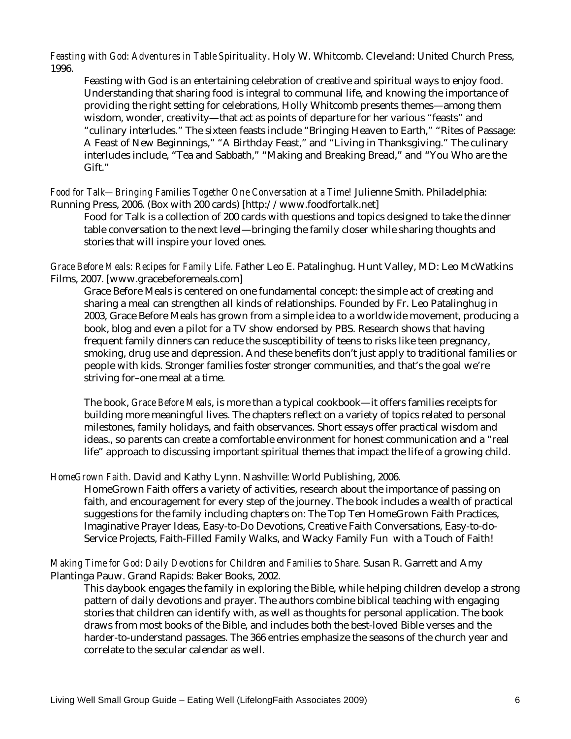*Feasting with God: Adventures in Table Spirituality*. Holy W. Whitcomb. Cleveland: United Church Press, 1996.

Feasting with God is an entertaining celebration of creative and spiritual ways to enjoy food. Understanding that sharing food is integral to communal life, and knowing the importance of providing the right setting for celebrations, Holly Whitcomb presents themes—among them wisdom, wonder, creativity—that act as points of departure for her various "feasts" and "culinary interludes." The sixteen feasts include "Bringing Heaven to Earth," "Rites of Passage: A Feast of New Beginnings," "A Birthday Feast," and "Living in Thanksgiving." The culinary interludes include, "Tea and Sabbath," "Making and Breaking Bread," and "You Who are the Gift."

*Food for Talk—Bringing Families Together One Conversation at a Time!* Julienne Smith. Philadelphia: Running Press, 2006. (Box with 200 cards) [http://www.foodfortalk.net]

Food for Talk is a collection of 200 cards with questions and topics designed to take the dinner table conversation to the next level—bringing the family closer while sharing thoughts and stories that will inspire your loved ones.

*Grace Before Meals: Recipes for Family Life*. Father Leo E. Patalinghug. Hunt Valley, MD: Leo McWatkins Films, 2007. [www.gracebeforemeals.com]

Grace Before Meals is centered on one fundamental concept: the simple act of creating and sharing a meal can strengthen all kinds of relationships. Founded by Fr. Leo Patalinghug in 2003, Grace Before Meals has grown from a simple idea to a worldwide movement, producing a book, blog and even a pilot for a TV show endorsed by PBS. Research shows that having frequent family dinners can reduce the susceptibility of teens to risks like teen pregnancy, smoking, drug use and depression. And these benefits don't just apply to traditional families or people with kids. Stronger families foster stronger communities, and that's the goal we're striving for–one meal at a time.

The book, *Grace Before Meals*, is more than a typical cookbook—it offers families receipts for building more meaningful lives. The chapters reflect on a variety of topics related to personal milestones, family holidays, and faith observances. Short essays offer practical wisdom and ideas., so parents can create a comfortable environment for honest communication and a "real life" approach to discussing important spiritual themes that impact the life of a growing child.

*HomeGrown Faith*. David and Kathy Lynn. Nashville: World Publishing, 2006.

HomeGrown Faith offers a variety of activities, research about the importance of passing on faith, and encouragement for every step of the journey. The book includes a wealth of practical suggestions for the family including chapters on: The Top Ten HomeGrown Faith Practices, Imaginative Prayer Ideas, Easy-to-Do Devotions, Creative Faith Conversations, Easy-to-do-Service Projects, Faith-Filled Family Walks, and Wacky Family Fun with a Touch of Faith!

*Making Time for God: Daily Devotions for Children and Families to Share.* Susan R. Garrett and Amy Plantinga Pauw. Grand Rapids: Baker Books, 2002.

This daybook engages the family in exploring the Bible, while helping children develop a strong pattern of daily devotions and prayer. The authors combine biblical teaching with engaging stories that children can identify with, as well as thoughts for personal application. The book draws from most books of the Bible, and includes both the best-loved Bible verses and the harder-to-understand passages. The 366 entries emphasize the seasons of the church year and correlate to the secular calendar as well.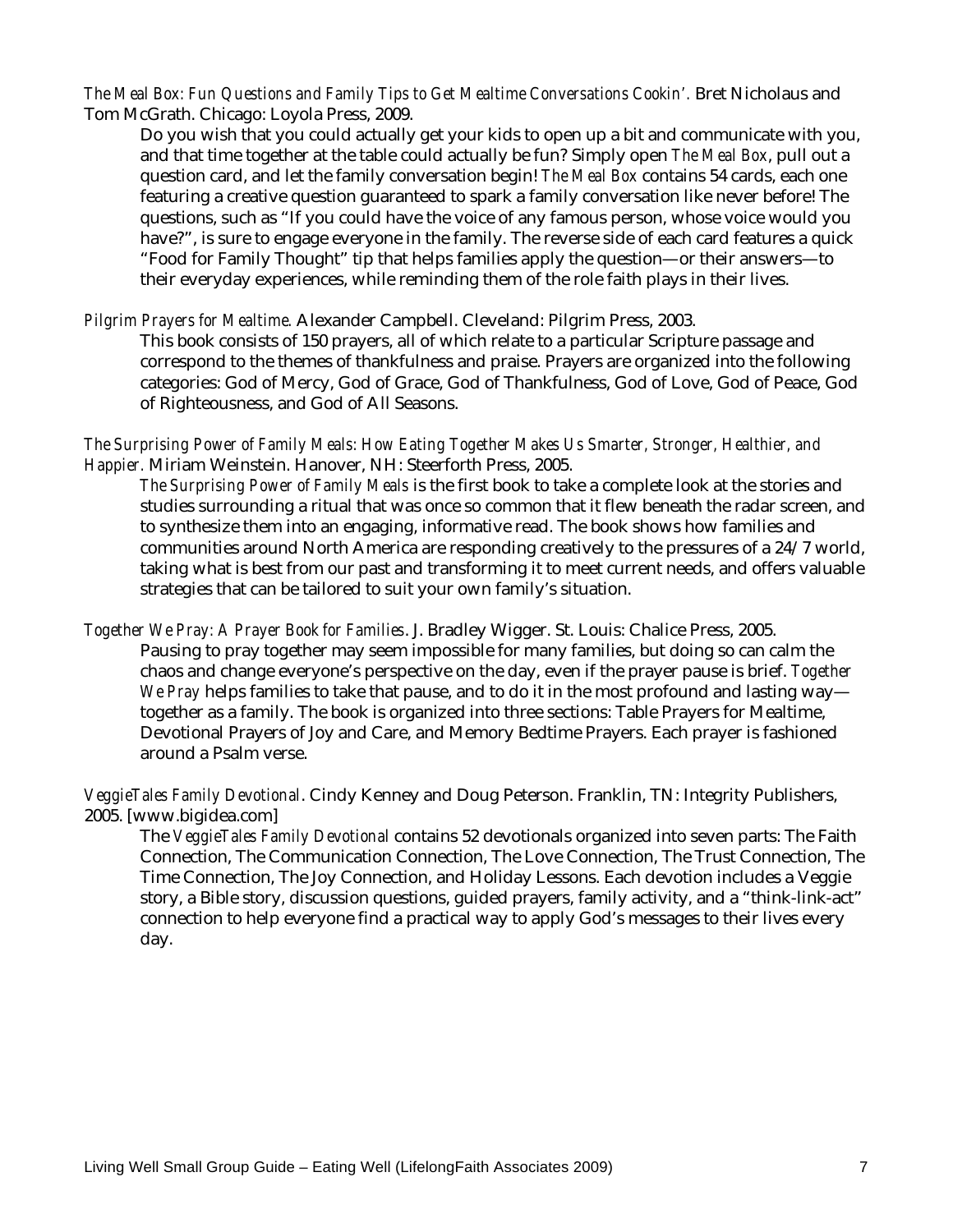*The Meal Box: Fun Questions and Family Tips to Get Mealtime Conversations Cookin'.* Bret Nicholaus and Tom McGrath. Chicago: Loyola Press, 2009.

Do you wish that you could actually get your kids to open up a bit and communicate with you, and that time together at the table could actually be fun? Simply open *The Meal Box*, pull out a question card, and let the family conversation begin! *The Meal Box* contains 54 cards, each one featuring a creative question guaranteed to spark a family conversation like never before! The questions, such as "If you could have the voice of any famous person, whose voice would you have?", is sure to engage everyone in the family. The reverse side of each card features a quick "Food for Family Thought" tip that helps families apply the question—or their answers—to their everyday experiences, while reminding them of the role faith plays in their lives.

*Pilgrim Prayers for Mealtime.* Alexander Campbell. Cleveland: Pilgrim Press, 2003.

This book consists of 150 prayers, all of which relate to a particular Scripture passage and correspond to the themes of thankfulness and praise. Prayers are organized into the following categories: God of Mercy, God of Grace, God of Thankfulness, God of Love, God of Peace, God of Righteousness, and God of All Seasons.

*The Surprising Power of Family Meals: How Eating Together Makes Us Smarter, Stronger, Healthier, and Happier.* Miriam Weinstein. Hanover, NH: Steerforth Press, 2005.

*The Surprising Power of Family Meals* is the first book to take a complete look at the stories and studies surrounding a ritual that was once so common that it flew beneath the radar screen, and to synthesize them into an engaging, informative read. The book shows how families and communities around North America are responding creatively to the pressures of a 24/7 world, taking what is best from our past and transforming it to meet current needs, and offers valuable strategies that can be tailored to suit your own family's situation.

*Together We Pray: A Prayer Book for Families*. J. Bradley Wigger. St. Louis: Chalice Press, 2005.

Pausing to pray together may seem impossible for many families, but doing so can calm the chaos and change everyone's perspective on the day, even if the prayer pause is brief. *Together We Pray* helps families to take that pause, and to do it in the most profound and lasting way—together as a family. The book is organized into three sections: Table Prayers for Mealtime, Devotional Prayers of Joy and Care, and Memory Bedtime Prayers. Each prayer is fashioned around a Psalm verse.

*VeggieTales Family Devotional*. Cindy Kenney and Doug Peterson. Franklin, TN: Integrity Publishers, 2005. [www.bigidea.com]

The *VeggieTales Family Devotional* contains 52 devotionals organized into seven parts: The Faith Connection, The Communication Connection, The Love Connection, The Trust Connection, The Time Connection, The Joy Connection, and Holiday Lessons. Each devotion includes a Veggie story, a Bible story, discussion questions, guided prayers, family activity, and a "think-link-act" connection to help everyone find a practical way to apply God's messages to their lives every day.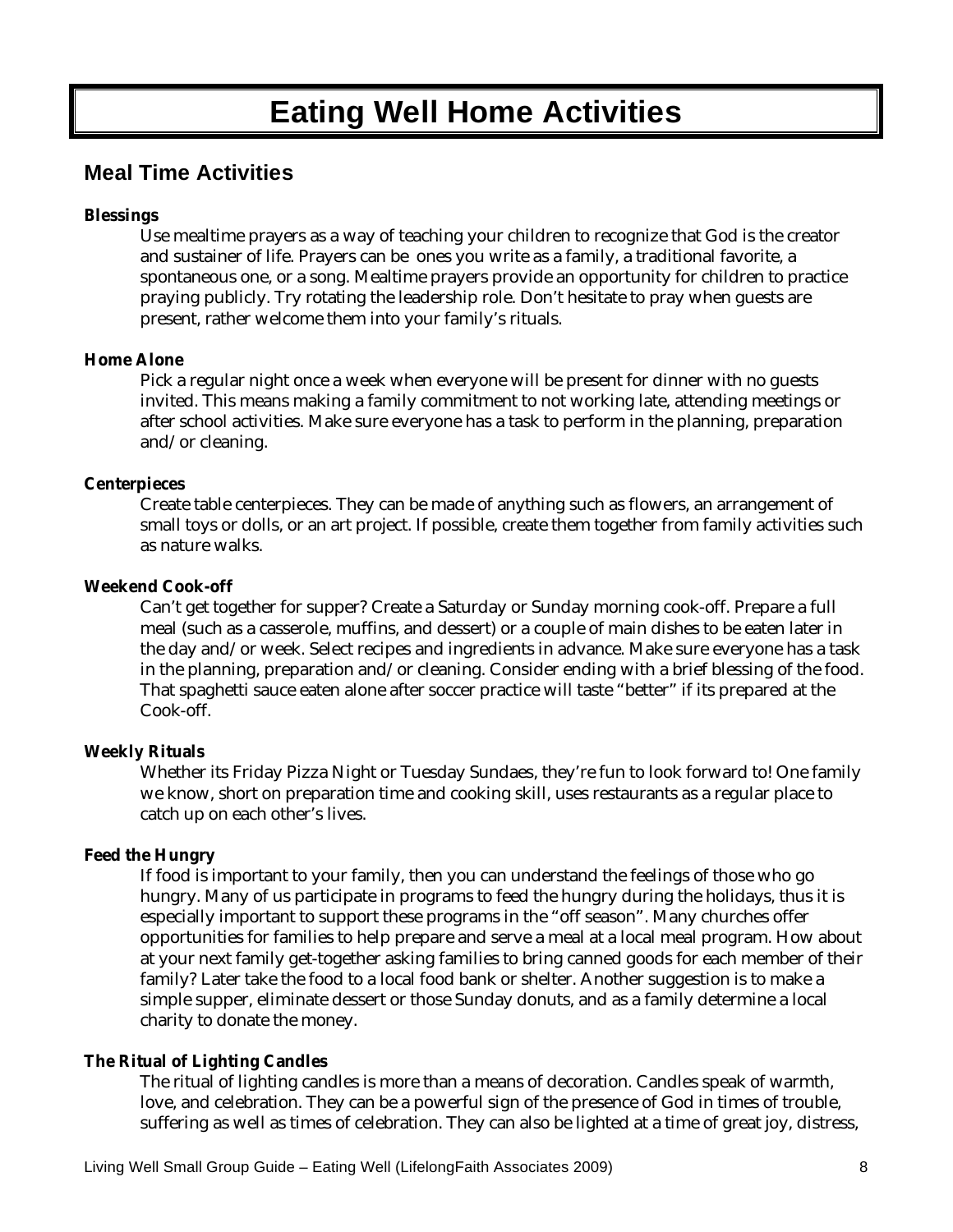# Eating Well Home Activities

## Meal Time Activities

**Blessings**

Use mealtime prayers as a way of teaching your children to recognize that God is the creator and sustainer of life. Prayers can be ones you write as a family, a traditional favorite, a spontaneous one, or a song. Mealtime prayers provide an opportunity for children to practice praying publicly. Try rotating the leadership role. Don't hesitate to pray when guests are present, rather welcome them into your family's rituals.

**Home Alone**

Pick a regular night once a week when everyone will be present for dinner with no guests invited. This means making a family commitment to not working late, attending meetings or after school activities. Make sure everyone has a task to perform in the planning, preparation and/or cleaning.

**Centerpieces**

Create table centerpieces. They can be made of anything such as flowers, an arrangement of small toys or dolls, or an art project. If possible, create them together from family activities such as nature walks.

**Weekend Cook-off**

Can't get together for supper? Create a Saturday or Sunday morning cook-off. Prepare a full meal (such as a casserole, muffins, and dessert) or a couple of main dishes to be eaten later in the day and/or week. Select recipes and ingredients in advance. Make sure everyone has a task in the planning, preparation and/or cleaning. Consider ending with a brief blessing of the food. That spaghetti sauce eaten alone after soccer practice will taste "better" if its prepared at the Cook-off.

**Weekly Rituals**

Whether its Friday Pizza Night or Tuesday Sundaes, they're fun to look forward to! One family we know, short on preparation time and cooking skill, uses restaurants as a regular place to catch up on each other's lives.

**Feed the Hungry**

If food is important to your family, then you can understand the feelings of those who go hungry. Many of us participate in programs to feed the hungry during the holidays, thus it is especially important to support these programs in the "off season". Many churches offer opportunities for families to help prepare and serve a meal at a local meal program. How about at your next family get-together asking families to bring canned goods for each member of their family? Later take the food to a local food bank or shelter. Another suggestion is to make a simple supper, eliminate dessert or those Sunday donuts, and as a family determine a local charity to donate the money.

**The Ritual of Lighting Candles**

The ritual of lighting candles is more than a means of decoration. Candles speak of warmth, love, and celebration. They can be a powerful sign of the presence of God in times of trouble, suffering as well as times of celebration. They can also be lighted at a time of great joy, distress,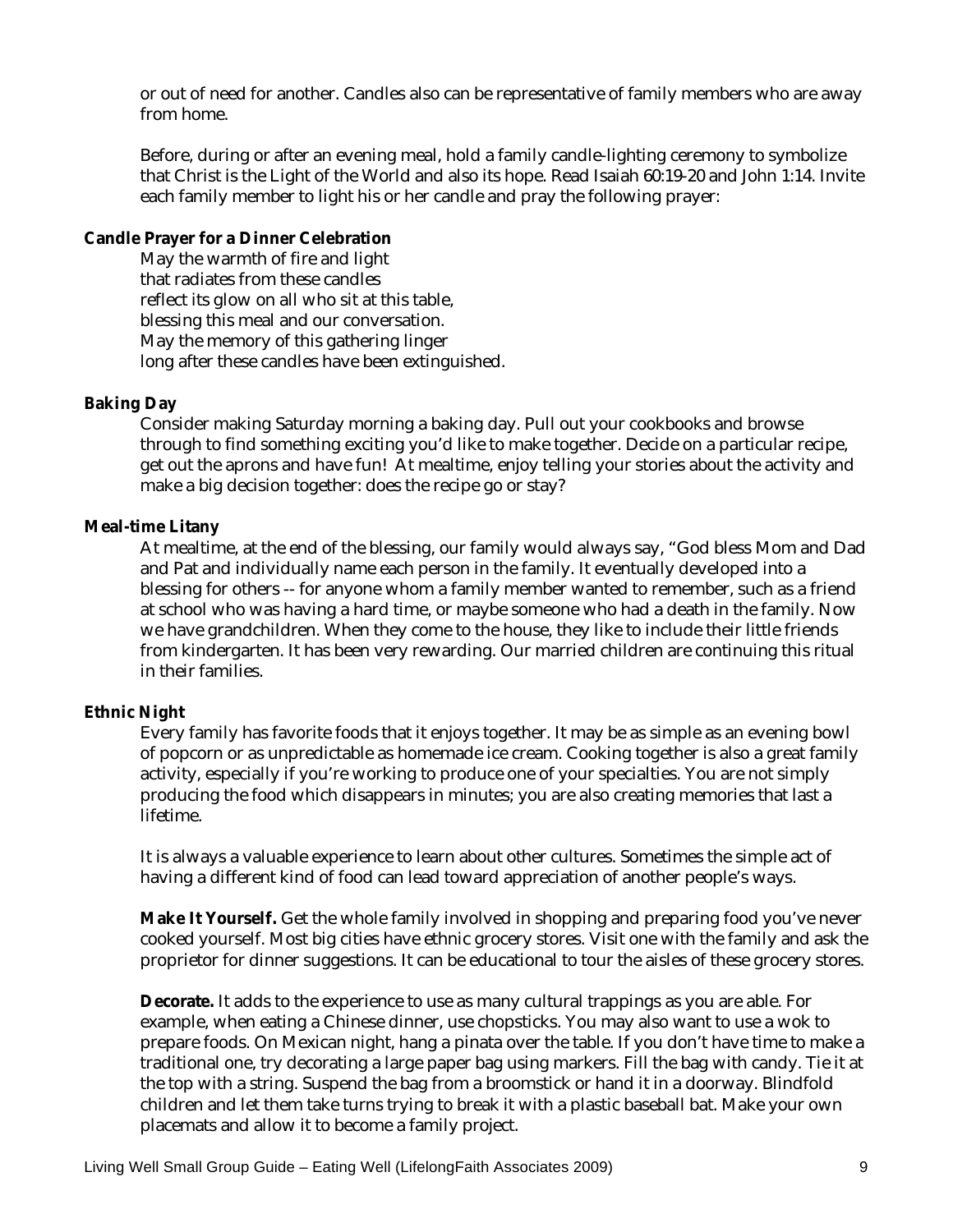or out of need for another. Candles also can be representative of family members who are away from home.

Before, during or after an evening meal, hold a family candle-lighting ceremony to symbolize that Christ is the Light of the World and also its hope. Read Isaiah 60:19-20 and John 1:14. Invite each family member to light his or her candle and pray the following prayer:

**Candle Prayer for a Dinner Celebration**

May the warmth of fire and light
that radiates from these candles
reflect its glow on all who sit at this table,
blessing this meal and our conversation.
May the memory of this gathering linger
long after these candles have been extinguished.

**Baking Day**

Consider making Saturday morning a baking day. Pull out your cookbooks and browse through to find something exciting you'd like to make together. Decide on a particular recipe, get out the aprons and have fun! At mealtime, enjoy telling your stories about the activity and make a big decision together: does the recipe go or stay?

**Meal-time Litany**

At mealtime, at the end of the blessing, our family would always say, "God bless Mom and Dad and Pat and individually name each person in the family. It eventually developed into a blessing for others -- for anyone whom a family member wanted to remember, such as a friend at school who was having a hard time, or maybe someone who had a death in the family. Now we have grandchildren. When they come to the house, they like to include their little friends from kindergarten. It has been very rewarding. Our married children are continuing this ritual in their families.

**Ethnic Night**

Every family has favorite foods that it enjoys together. It may be as simple as an evening bowl of popcorn or as unpredictable as homemade ice cream. Cooking together is also a great family activity, especially if you're working to produce one of your specialties. You are not simply producing the food which disappears in minutes; you are also creating memories that last a lifetime.

It is always a valuable experience to learn about other cultures. Sometimes the simple act of having a different kind of food can lead toward appreciation of another people's ways.

**Make It Yourself.** Get the whole family involved in shopping and preparing food you've never cooked yourself. Most big cities have ethnic grocery stores. Visit one with the family and ask the proprietor for dinner suggestions. It can be educational to tour the aisles of these grocery stores.

**Decorate.** It adds to the experience to use as many cultural trappings as you are able. For example, when eating a Chinese dinner, use chopsticks. You may also want to use a wok to prepare foods. On Mexican night, hang a pinata over the table. If you don't have time to make a traditional one, try decorating a large paper bag using markers. Fill the bag with candy. Tie it at the top with a string. Suspend the bag from a broomstick or hand it in a doorway. Blindfold children and let them take turns trying to break it with a plastic baseball bat. Make your own placemats and allow it to become a family project.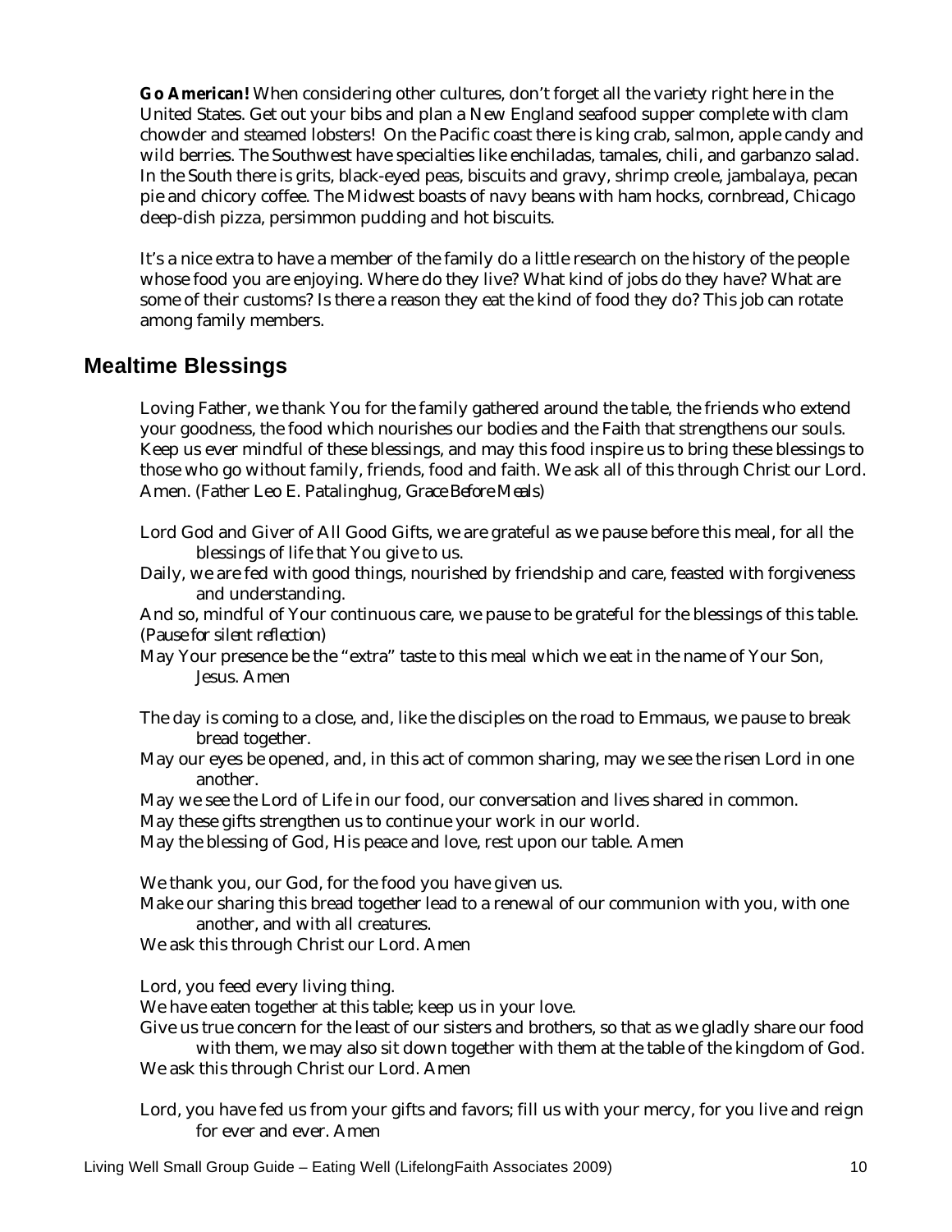**Go American!** When considering other cultures, don't forget all the variety right here in the United States. Get out your bibs and plan a New England seafood supper complete with clam chowder and steamed lobsters! On the Pacific coast there is king crab, salmon, apple candy and wild berries. The Southwest have specialties like enchiladas, tamales, chili, and garbanzo salad. In the South there is grits, black-eyed peas, biscuits and gravy, shrimp creole, jambalaya, pecan pie and chicory coffee. The Midwest boasts of navy beans with ham hocks, cornbread, Chicago deep-dish pizza, persimmon pudding and hot biscuits.

It's a nice extra to have a member of the family do a little research on the history of the people whose food you are enjoying. Where do they live? What kind of jobs do they have? What are some of their customs? Is there a reason they eat the kind of food they do? This job can rotate among family members.

## Mealtime Blessings

Loving Father, we thank You for the family gathered around the table, the friends who extend your goodness, the food which nourishes our bodies and the Faith that strengthens our souls. Keep us ever mindful of these blessings, and may this food inspire us to bring these blessings to those who go without family, friends, food and faith. We ask all of this through Christ our Lord. Amen. (Father Leo E. Patalinghug, *Grace Before Meals*)

Lord God and Giver of All Good Gifts, we are grateful as we pause before this meal, for all the blessings of life that You give to us.
Daily, we are fed with good things, nourished by friendship and care, feasted with forgiveness and understanding.
And so, mindful of Your continuous care, we pause to be grateful for the blessings of this table.
(*Pause for silent reflection*)
May Your presence be the "extra" taste to this meal which we eat in the name of Your Son, Jesus. Amen

The day is coming to a close, and, like the disciples on the road to Emmaus, we pause to break bread together.
May our eyes be opened, and, in this act of common sharing, may we see the risen Lord in one another.
May we see the Lord of Life in our food, our conversation and lives shared in common.
May these gifts strengthen us to continue your work in our world.
May the blessing of God, His peace and love, rest upon our table. Amen

We thank you, our God, for the food you have given us.
Make our sharing this bread together lead to a renewal of our communion with you, with one another, and with all creatures.
We ask this through Christ our Lord. Amen

Lord, you feed every living thing.
We have eaten together at this table; keep us in your love.
Give us true concern for the least of our sisters and brothers, so that as we gladly share our food with them, we may also sit down together with them at the table of the kingdom of God.
We ask this through Christ our Lord. Amen

Lord, you have fed us from your gifts and favors; fill us with your mercy, for you live and reign for ever and ever. Amen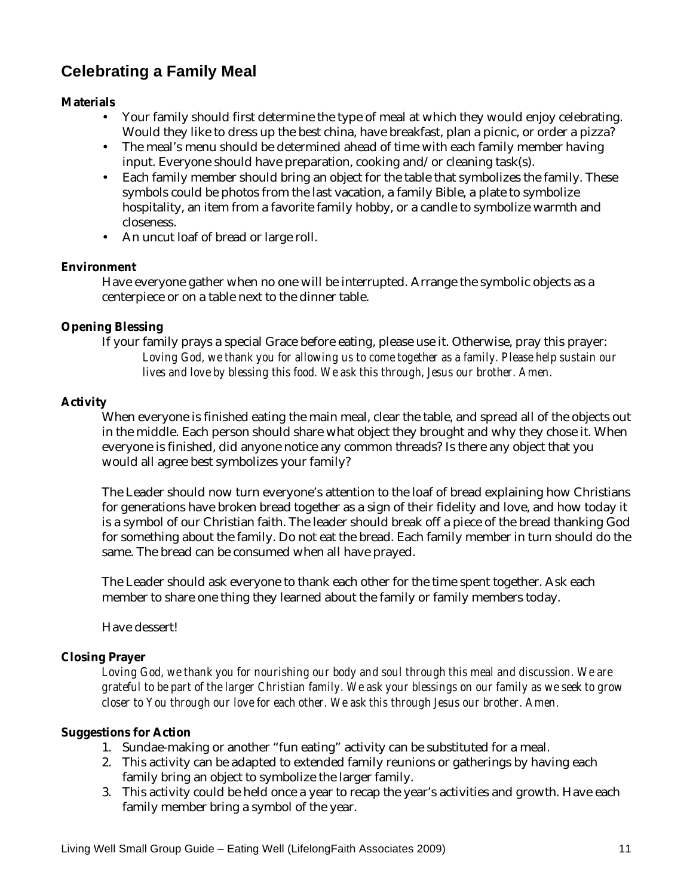## Celebrating a Family Meal

**Materials**

- Your family should first determine the type of meal at which they would enjoy celebrating. Would they like to dress up the best china, have breakfast, plan a picnic, or order a pizza?
- The meal's menu should be determined ahead of time with each family member having input. Everyone should have preparation, cooking and/or cleaning task(s).
- Each family member should bring an object for the table that symbolizes the family. These symbols could be photos from the last vacation, a family Bible, a plate to symbolize hospitality, an item from a favorite family hobby, or a candle to symbolize warmth and closeness.
- An uncut loaf of bread or large roll.

**Environment**

Have everyone gather when no one will be interrupted. Arrange the symbolic objects as a centerpiece or on a table next to the dinner table.

**Opening Blessing**

If your family prays a special Grace before eating, please use it. Otherwise, pray this prayer:

*Loving God, we thank you for allowing us to come together as a family. Please help sustain our lives and love by blessing this food. We ask this through, Jesus our brother. Amen.*

**Activity**

When everyone is finished eating the main meal, clear the table, and spread all of the objects out in the middle. Each person should share what object they brought and why they chose it. When everyone is finished, did anyone notice any common threads? Is there any object that you would all agree best symbolizes your family?

The Leader should now turn everyone's attention to the loaf of bread explaining how Christians for generations have broken bread together as a sign of their fidelity and love, and how today it is a symbol of our Christian faith. The leader should break off a piece of the bread thanking God for something about the family. Do not eat the bread. Each family member in turn should do the same. The bread can be consumed when all have prayed.

The Leader should ask everyone to thank each other for the time spent together. Ask each member to share one thing they learned about the family or family members today.

Have dessert!

**Closing Prayer**

*Loving God, we thank you for nourishing our body and soul through this meal and discussion. We are grateful to be part of the larger Christian family. We ask your blessings on our family as we seek to grow closer to You through our love for each other. We ask this through Jesus our brother. Amen.*

**Suggestions for Action**

1. Sundae-making or another "fun eating" activity can be substituted for a meal.
2. This activity can be adapted to extended family reunions or gatherings by having each family bring an object to symbolize the larger family.
3. This activity could be held once a year to recap the year's activities and growth. Have each family member bring a symbol of the year.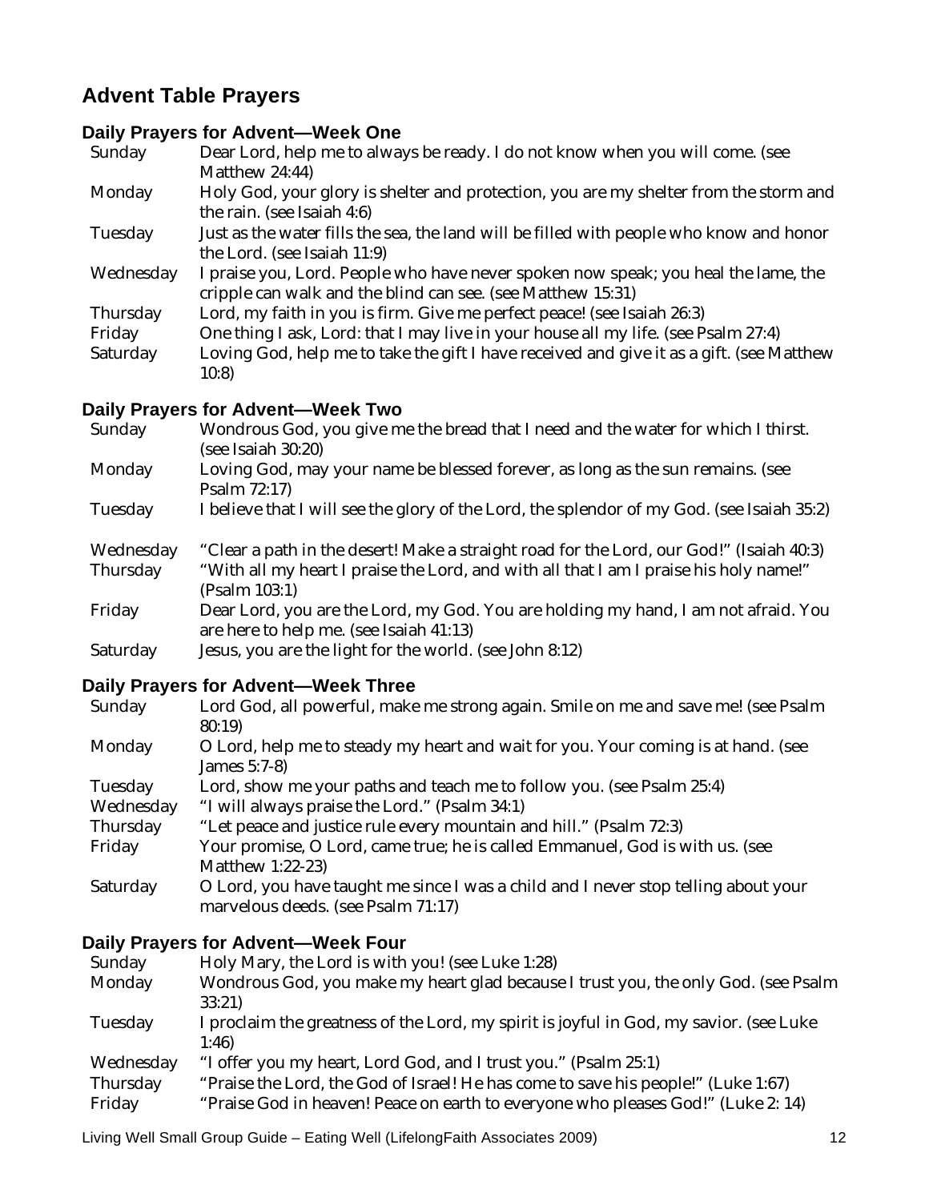## Advent Table Prayers

### Daily Prayers for Advent—Week One

| | |
|---|---|
| Sunday | Dear Lord, help me to always be ready. I do not know when you will come. (see Matthew 24:44) |
| Monday | Holy God, your glory is shelter and protection, you are my shelter from the storm and the rain. (see Isaiah 4:6) |
| Tuesday | Just as the water fills the sea, the land will be filled with people who know and honor the Lord. (see Isaiah 11:9) |
| Wednesday | I praise you, Lord. People who have never spoken now speak; you heal the lame, the cripple can walk and the blind can see. (see Matthew 15:31) |
| Thursday | Lord, my faith in you is firm. Give me perfect peace! (see Isaiah 26:3) |
| Friday | One thing I ask, Lord: that I may live in your house all my life. (see Psalm 27:4) |
| Saturday | Loving God, help me to take the gift I have received and give it as a gift. (see Matthew 10:8) |

### Daily Prayers for Advent—Week Two

| | |
|---|---|
| Sunday | Wondrous God, you give me the bread that I need and the water for which I thirst. (see Isaiah 30:20) |
| Monday | Loving God, may your name be blessed forever, as long as the sun remains. (see Psalm 72:17) |
| Tuesday | I believe that I will see the glory of the Lord, the splendor of my God. (see Isaiah 35:2) |
| Wednesday | "Clear a path in the desert! Make a straight road for the Lord, our God!" (Isaiah 40:3) |
| Thursday | "With all my heart I praise the Lord, and with all that I am I praise his holy name!" (Psalm 103:1) |
| Friday | Dear Lord, you are the Lord, my God. You are holding my hand, I am not afraid. You are here to help me. (see Isaiah 41:13) |
| Saturday | Jesus, you are the light for the world. (see John 8:12) |

### Daily Prayers for Advent—Week Three

| | |
|---|---|
| Sunday | Lord God, all powerful, make me strong again. Smile on me and save me! (see Psalm 80:19) |
| Monday | O Lord, help me to steady my heart and wait for you. Your coming is at hand. (see James 5:7-8) |
| Tuesday | Lord, show me your paths and teach me to follow you. (see Psalm 25:4) |
| Wednesday | "I will always praise the Lord." (Psalm 34:1) |
| Thursday | "Let peace and justice rule every mountain and hill." (Psalm 72:3) |
| Friday | Your promise, O Lord, came true; he is called Emmanuel, God is with us. (see Matthew 1:22-23) |
| Saturday | O Lord, you have taught me since I was a child and I never stop telling about your marvelous deeds. (see Psalm 71:17) |

### Daily Prayers for Advent—Week Four

| | |
|---|---|
| Sunday | Holy Mary, the Lord is with you! (see Luke 1:28) |
| Monday | Wondrous God, you make my heart glad because I trust you, the only God. (see Psalm 33:21) |
| Tuesday | I proclaim the greatness of the Lord, my spirit is joyful in God, my savior. (see Luke 1:46) |
| Wednesday | "I offer you my heart, Lord God, and I trust you." (Psalm 25:1) |
| Thursday | "Praise the Lord, the God of Israel! He has come to save his people!" (Luke 1:67) |
| Friday | "Praise God in heaven! Peace on earth to everyone who pleases God!" (Luke 2: 14) |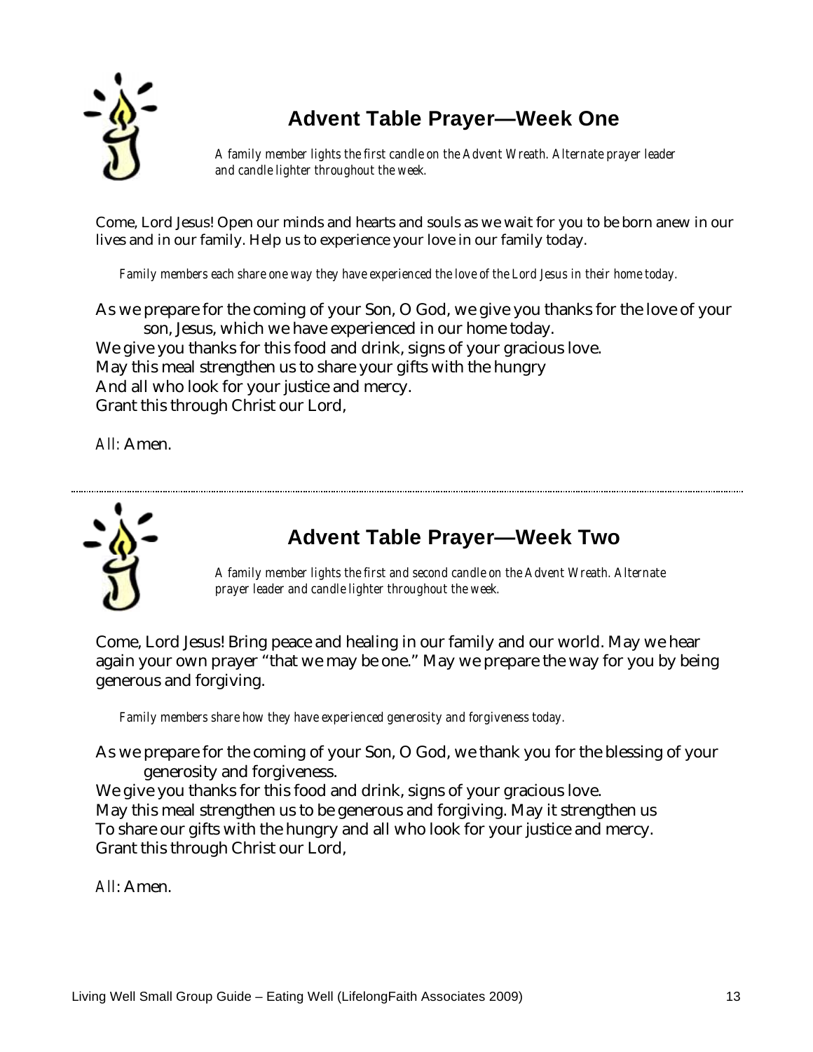## Advent Table Prayer—Week One

*A family member lights the first candle on the Advent Wreath. Alternate prayer leader and candle lighter throughout the week.*

Come, Lord Jesus! Open our minds and hearts and souls as we wait for you to be born anew in our lives and in our family. Help us to experience your love in our family today.

*Family members each share one way they have experienced the love of the Lord Jesus in their home today.*

As we prepare for the coming of your Son, O God, we give you thanks for the love of your son, Jesus, which we have experienced in our home today.
We give you thanks for this food and drink, signs of your gracious love.
May this meal strengthen us to share your gifts with the hungry
And all who look for your justice and mercy.
Grant this through Christ our Lord,

*All:* Amen.

---

## Advent Table Prayer—Week Two

*A family member lights the first and second candle on the Advent Wreath. Alternate prayer leader and candle lighter throughout the week.*

Come, Lord Jesus! Bring peace and healing in our family and our world. May we hear again your own prayer "that we may be one." May we prepare the way for you by being generous and forgiving.

*Family members share how they have experienced generosity and forgiveness today.*

As we prepare for the coming of your Son, O God, we thank you for the blessing of your generosity and forgiveness.
We give you thanks for this food and drink, signs of your gracious love.
May this meal strengthen us to be generous and forgiving. May it strengthen us
To share our gifts with the hungry and all who look for your justice and mercy.
Grant this through Christ our Lord,

*All*: Amen.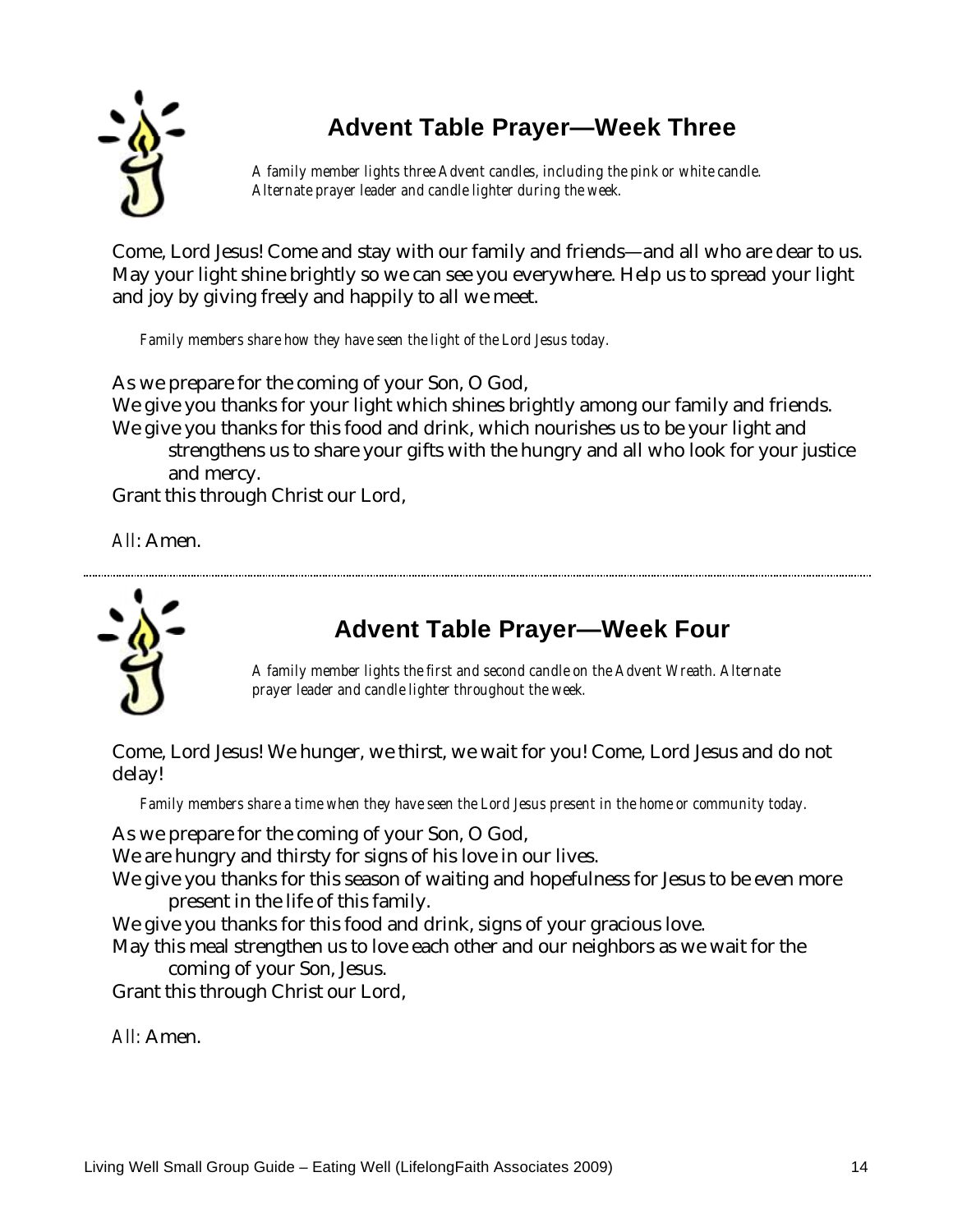## Advent Table Prayer—Week Three

*A family member lights three Advent candles, including the pink or white candle. Alternate prayer leader and candle lighter during the week.*

Come, Lord Jesus! Come and stay with our family and friends—and all who are dear to us. May your light shine brightly so we can see you everywhere. Help us to spread your light and joy by giving freely and happily to all we meet.

*Family members share how they have seen the light of the Lord Jesus today.*

As we prepare for the coming of your Son, O God,
We give you thanks for your light which shines brightly among our family and friends.
We give you thanks for this food and drink, which nourishes us to be your light and strengthens us to share your gifts with the hungry and all who look for your justice and mercy.
Grant this through Christ our Lord,

*All*: Amen.

---

## Advent Table Prayer—Week Four

*A family member lights the first and second candle on the Advent Wreath. Alternate prayer leader and candle lighter throughout the week.*

Come, Lord Jesus! We hunger, we thirst, we wait for you! Come, Lord Jesus and do not delay!

*Family members share a time when they have seen the Lord Jesus present in the home or community today.*

As we prepare for the coming of your Son, O God,
We are hungry and thirsty for signs of his love in our lives.
We give you thanks for this season of waiting and hopefulness for Jesus to be even more present in the life of this family.
We give you thanks for this food and drink, signs of your gracious love.
May this meal strengthen us to love each other and our neighbors as we wait for the coming of your Son, Jesus.
Grant this through Christ our Lord,

*All*: Amen.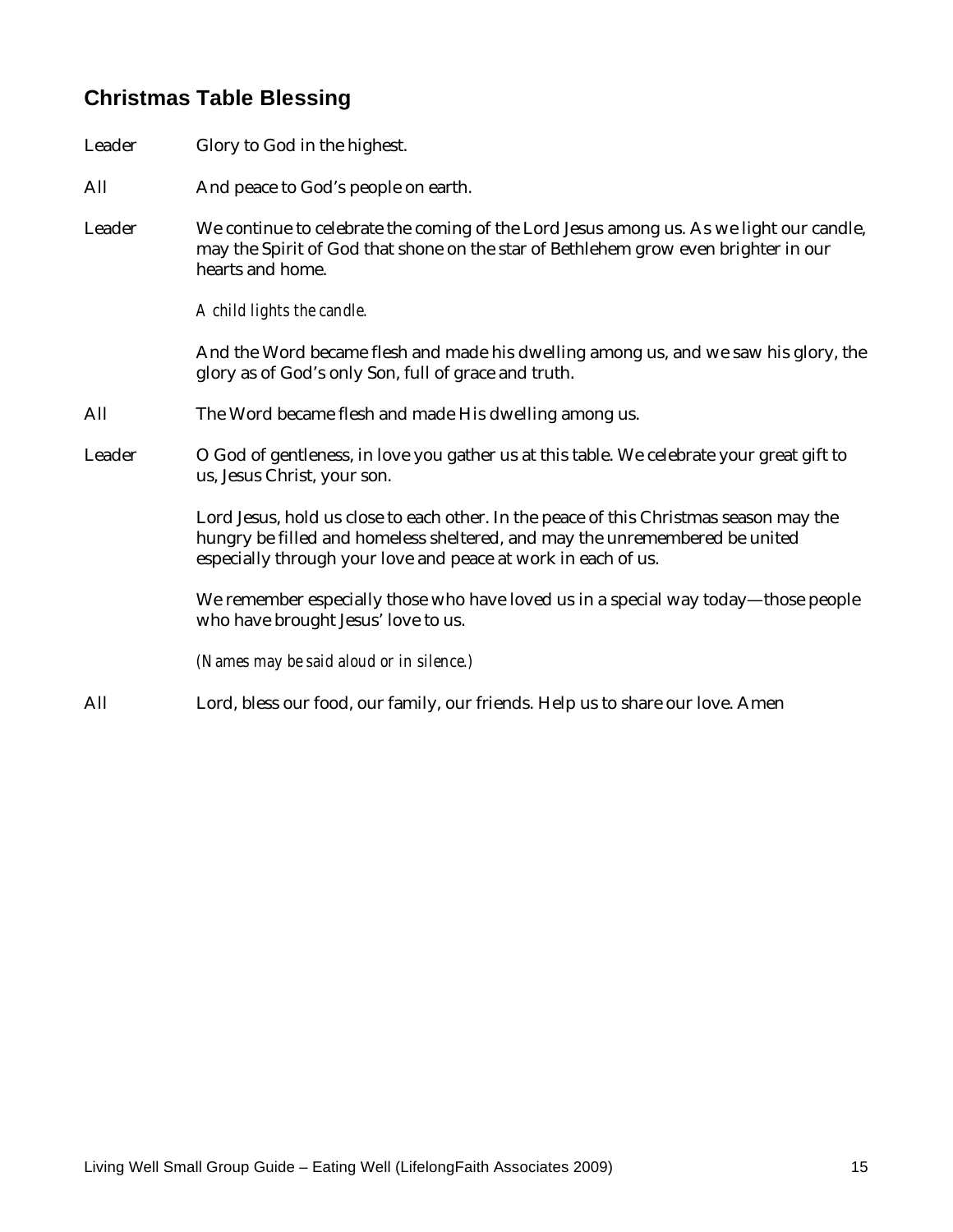## Christmas Table Blessing

**Leader** Glory to God in the highest.

**All** And peace to God's people on earth.

**Leader** We continue to celebrate the coming of the Lord Jesus among us. As we light our candle, may the Spirit of God that shone on the star of Bethlehem grow even brighter in our hearts and home.

*A child lights the candle.*

And the Word became flesh and made his dwelling among us, and we saw his glory, the glory as of God's only Son, full of grace and truth.

**All** The Word became flesh and made His dwelling among us.

**Leader** O God of gentleness, in love you gather us at this table. We celebrate your great gift to us, Jesus Christ, your son.

Lord Jesus, hold us close to each other. In the peace of this Christmas season may the hungry be filled and homeless sheltered, and may the unremembered be united especially through your love and peace at work in each of us.

We remember especially those who have loved us in a special way today—those people who have brought Jesus' love to us.

*(Names may be said aloud or in silence.)*

**All** Lord, bless our food, our family, our friends. Help us to share our love. Amen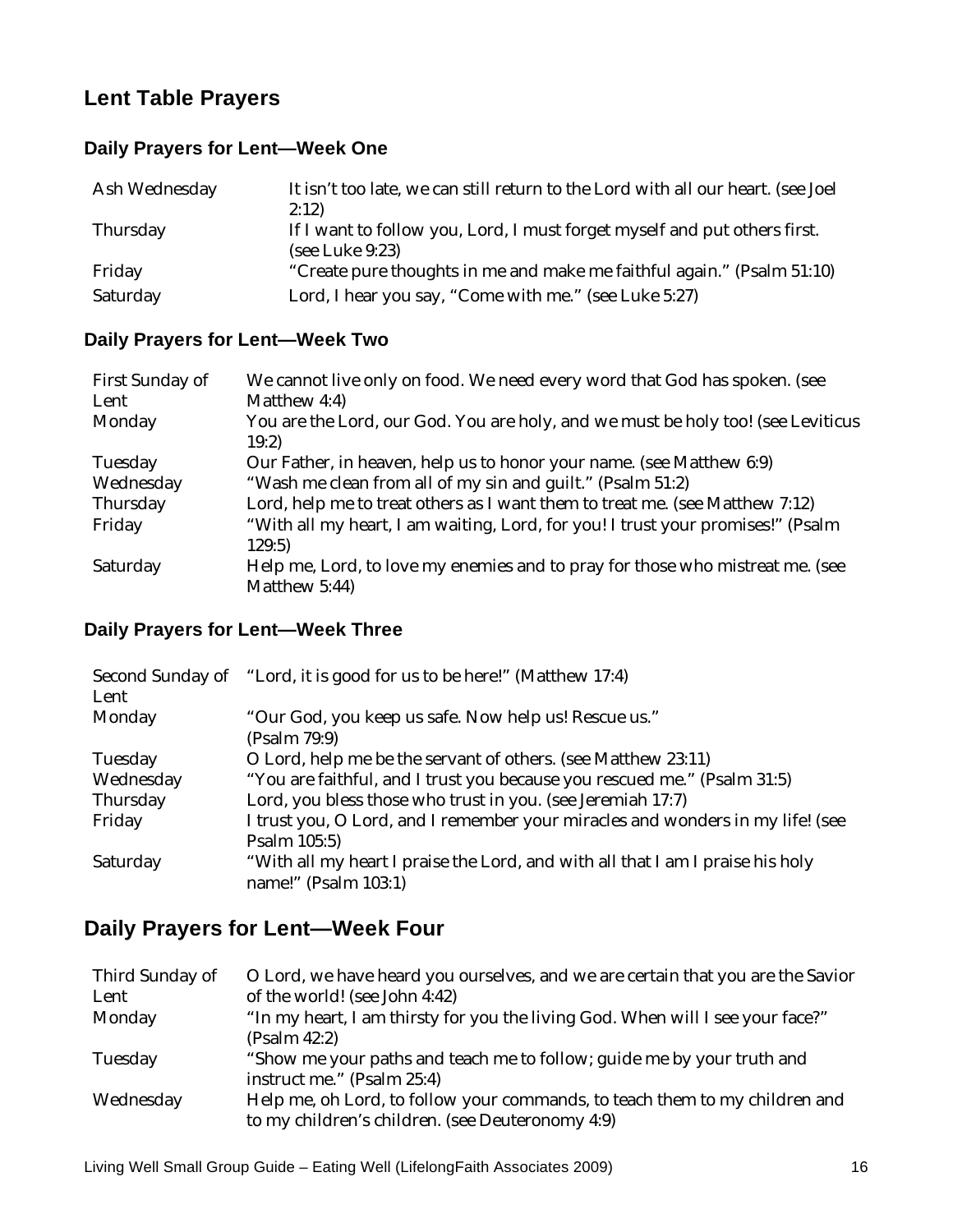## Lent Table Prayers

### Daily Prayers for Lent—Week One

| | |
|---|---|
| Ash Wednesday | It isn't too late, we can still return to the Lord with all our heart. (see Joel 2:12) |
| Thursday | If I want to follow you, Lord, I must forget myself and put others first. (see Luke 9:23) |
| Friday | "Create pure thoughts in me and make me faithful again." (Psalm 51:10) |
| Saturday | Lord, I hear you say, "Come with me." (see Luke 5:27) |

### Daily Prayers for Lent—Week Two

| | |
|---|---|
| First Sunday of Lent | We cannot live only on food. We need every word that God has spoken. (see Matthew 4:4) |
| Monday | You are the Lord, our God. You are holy, and we must be holy too! (see Leviticus 19:2) |
| Tuesday | Our Father, in heaven, help us to honor your name. (see Matthew 6:9) |
| Wednesday | "Wash me clean from all of my sin and guilt." (Psalm 51:2) |
| Thursday | Lord, help me to treat others as I want them to treat me. (see Matthew 7:12) |
| Friday | "With all my heart, I am waiting, Lord, for you! I trust your promises!" (Psalm 129:5) |
| Saturday | Help me, Lord, to love my enemies and to pray for those who mistreat me. (see Matthew 5:44) |

### Daily Prayers for Lent—Week Three

| | |
|---|---|
| Second Sunday of Lent | "Lord, it is good for us to be here!" (Matthew 17:4) |
| Monday | "Our God, you keep us safe. Now help us! Rescue us." (Psalm 79:9) |
| Tuesday | O Lord, help me be the servant of others. (see Matthew 23:11) |
| Wednesday | "You are faithful, and I trust you because you rescued me." (Psalm 31:5) |
| Thursday | Lord, you bless those who trust in you. (see Jeremiah 17:7) |
| Friday | I trust you, O Lord, and I remember your miracles and wonders in my life! (see Psalm 105:5) |
| Saturday | "With all my heart I praise the Lord, and with all that I am I praise his holy name!" (Psalm 103:1) |

## Daily Prayers for Lent—Week Four

| | |
|---|---|
| Third Sunday of Lent | O Lord, we have heard you ourselves, and we are certain that you are the Savior of the world! (see John 4:42) |
| Monday | "In my heart, I am thirsty for you the living God. When will I see your face?" (Psalm 42:2) |
| Tuesday | "Show me your paths and teach me to follow; guide me by your truth and instruct me." (Psalm 25:4) |
| Wednesday | Help me, oh Lord, to follow your commands, to teach them to my children and to my children's children. (see Deuteronomy 4:9) |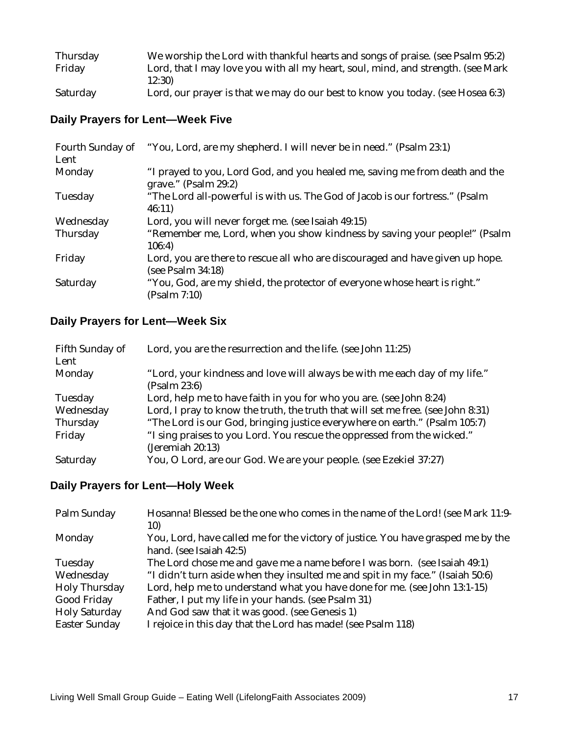| | |
|---|---|
| Thursday | We worship the Lord with thankful hearts and songs of praise. (see Psalm 95:2) |
| Friday | Lord, that I may love you with all my heart, soul, mind, and strength. (see Mark 12:30) |
| Saturday | Lord, our prayer is that we may do our best to know you today. (see Hosea 6:3) |

### Daily Prayers for Lent—Week Five

| | |
|---|---|
| Fourth Sunday of Lent | "You, Lord, are my shepherd. I will never be in need." (Psalm 23:1) |
| Monday | "I prayed to you, Lord God, and you healed me, saving me from death and the grave." (Psalm 29:2) |
| Tuesday | "The Lord all-powerful is with us. The God of Jacob is our fortress." (Psalm 46:11) |
| Wednesday | Lord, you will never forget me. (see Isaiah 49:15) |
| Thursday | "Remember me, Lord, when you show kindness by saving your people!" (Psalm 106:4) |
| Friday | Lord, you are there to rescue all who are discouraged and have given up hope. (see Psalm 34:18) |
| Saturday | "You, God, are my shield, the protector of everyone whose heart is right." (Psalm 7:10) |

### Daily Prayers for Lent—Week Six

| | |
|---|---|
| Fifth Sunday of Lent | Lord, you are the resurrection and the life. (see John 11:25) |
| Monday | "Lord, your kindness and love will always be with me each day of my life." (Psalm 23:6) |
| Tuesday | Lord, help me to have faith in you for who you are. (see John 8:24) |
| Wednesday | Lord, I pray to know the truth, the truth that will set me free. (see John 8:31) |
| Thursday | "The Lord is our God, bringing justice everywhere on earth." (Psalm 105:7) |
| Friday | "I sing praises to you Lord. You rescue the oppressed from the wicked." (Jeremiah 20:13) |
| Saturday | You, O Lord, are our God. We are your people. (see Ezekiel 37:27) |

### Daily Prayers for Lent—Holy Week

| | |
|---|---|
| Palm Sunday | Hosanna! Blessed be the one who comes in the name of the Lord! (see Mark 11:9-10) |
| Monday | You, Lord, have called me for the victory of justice. You have grasped me by the hand. (see Isaiah 42:5) |
| Tuesday | The Lord chose me and gave me a name before I was born. (see Isaiah 49:1) |
| Wednesday | "I didn't turn aside when they insulted me and spit in my face." (Isaiah 50:6) |
| Holy Thursday | Lord, help me to understand what you have done for me. (see John 13:1-15) |
| Good Friday | Father, I put my life in your hands. (see Psalm 31) |
| Holy Saturday | And God saw that it was good. (see Genesis 1) |
| Easter Sunday | I rejoice in this day that the Lord has made! (see Psalm 118) |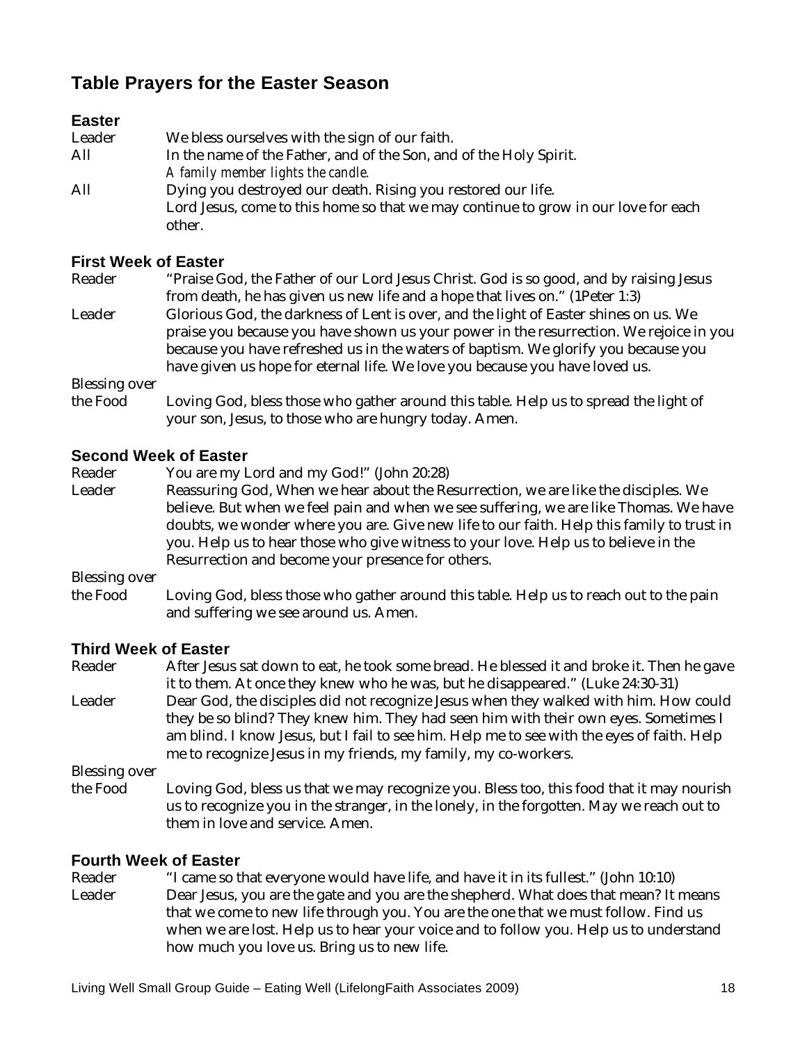## Table Prayers for the Easter Season

### Easter

**Leader** We bless ourselves with the sign of our faith.

**All** In the name of the Father, and of the Son, and of the Holy Spirit.

*A family member lights the candle.*

**All** Dying you destroyed our death. Rising you restored our life. Lord Jesus, come to this home so that we may continue to grow in our love for each other.

### First Week of Easter

**Reader** "Praise God, the Father of our Lord Jesus Christ. God is so good, and by raising Jesus from death, he has given us new life and a hope that lives on." (1Peter 1:3)

**Leader** Glorious God, the darkness of Lent is over, and the light of Easter shines on us. We praise you because you have shown us your power in the resurrection. We rejoice in you because you have refreshed us in the waters of baptism. We glorify you because you have given us hope for eternal life. We love you because you have loved us.

**Blessing over the Food** Loving God, bless those who gather around this table. Help us to spread the light of your son, Jesus, to those who are hungry today. Amen.

### Second Week of Easter

**Reader** You are my Lord and my God!" (John 20:28)

**Leader** Reassuring God, When we hear about the Resurrection, we are like the disciples. We believe. But when we feel pain and when we see suffering, we are like Thomas. We have doubts, we wonder where you are. Give new life to our faith. Help this family to trust in you. Help us to hear those who give witness to your love. Help us to believe in the Resurrection and become your presence for others.

**Blessing over the Food** Loving God, bless those who gather around this table. Help us to reach out to the pain and suffering we see around us. Amen.

### Third Week of Easter

**Reader** After Jesus sat down to eat, he took some bread. He blessed it and broke it. Then he gave it to them. At once they knew who he was, but he disappeared." (Luke 24:30-31)

**Leader** Dear God, the disciples did not recognize Jesus when they walked with him. How could they be so blind? They knew him. They had seen him with their own eyes. Sometimes I am blind. I know Jesus, but I fail to see him. Help me to see with the eyes of faith. Help me to recognize Jesus in my friends, my family, my co-workers.

**Blessing over the Food** Loving God, bless us that we may recognize you. Bless too, this food that it may nourish us to recognize you in the stranger, in the lonely, in the forgotten. May we reach out to them in love and service. Amen.

### Fourth Week of Easter

**Reader** "I came so that everyone would have life, and have it in its fullest." (John 10:10)

**Leader** Dear Jesus, you are the gate and you are the shepherd. What does that mean? It means that we come to new life through you. You are the one that we must follow. Find us when we are lost. Help us to hear your voice and to follow you. Help us to understand how much you love us. Bring us to new life.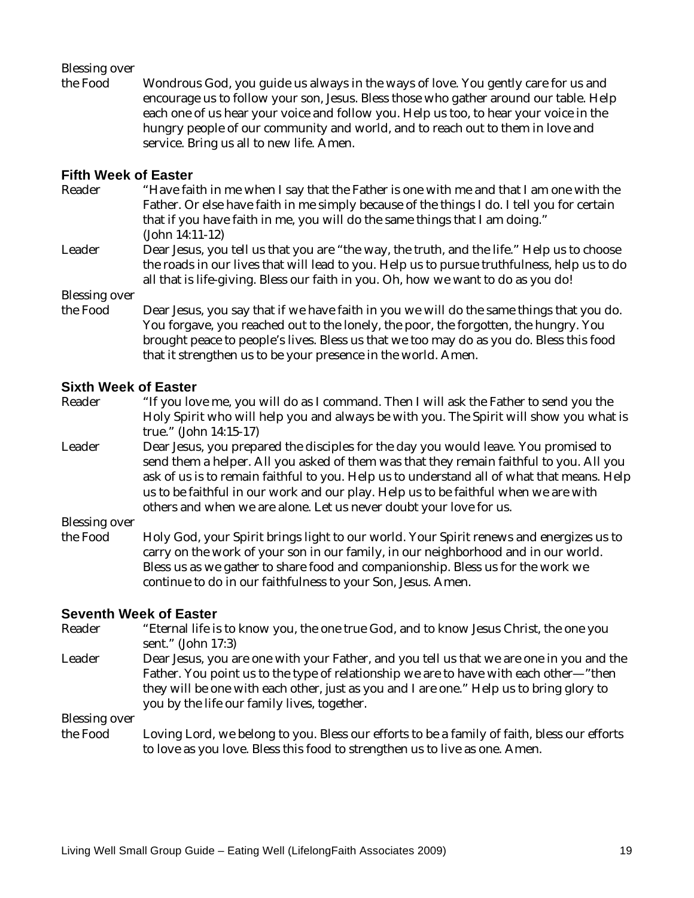Blessing over the Food — Wondrous God, you guide us always in the ways of love. You gently care for us and encourage us to follow your son, Jesus. Bless those who gather around our table. Help each one of us hear your voice and follow you. Help us too, to hear your voice in the hungry people of our community and world, and to reach out to them in love and service. Bring us all to new life. Amen.

### Fifth Week of Easter

Reader — "Have faith in me when I say that the Father is one with me and that I am one with the Father. Or else have faith in me simply because of the things I do. I tell you for certain that if you have faith in me, you will do the same things that I am doing." (John 14:11-12)

Leader — Dear Jesus, you tell us that you are "the way, the truth, and the life." Help us to choose the roads in our lives that will lead to you. Help us to pursue truthfulness, help us to do all that is life-giving. Bless our faith in you. Oh, how we want to do as you do!

Blessing over the Food — Dear Jesus, you say that if we have faith in you we will do the same things that you do. You forgave, you reached out to the lonely, the poor, the forgotten, the hungry. You brought peace to people's lives. Bless us that we too may do as you do. Bless this food that it strengthen us to be your presence in the world. Amen.

### Sixth Week of Easter

Reader — "If you love me, you will do as I command. Then I will ask the Father to send you the Holy Spirit who will help you and always be with you. The Spirit will show you what is true." (John 14:15-17)

Leader — Dear Jesus, you prepared the disciples for the day you would leave. You promised to send them a helper. All you asked of them was that they remain faithful to you. All you ask of us is to remain faithful to you. Help us to understand all of what that means. Help us to be faithful in our work and our play. Help us to be faithful when we are with others and when we are alone. Let us never doubt your love for us.

Blessing over the Food — Holy God, your Spirit brings light to our world. Your Spirit renews and energizes us to carry on the work of your son in our family, in our neighborhood and in our world. Bless us as we gather to share food and companionship. Bless us for the work we continue to do in our faithfulness to your Son, Jesus. Amen.

### Seventh Week of Easter

Reader — "Eternal life is to know you, the one true God, and to know Jesus Christ, the one you sent." (John 17:3)

Leader — Dear Jesus, you are one with your Father, and you tell us that we are one in you and the Father. You point us to the type of relationship we are to have with each other—"then they will be one with each other, just as you and I are one." Help us to bring glory to you by the life our family lives, together.

Blessing over the Food — Loving Lord, we belong to you. Bless our efforts to be a family of faith, bless our efforts to love as you love. Bless this food to strengthen us to live as one. Amen.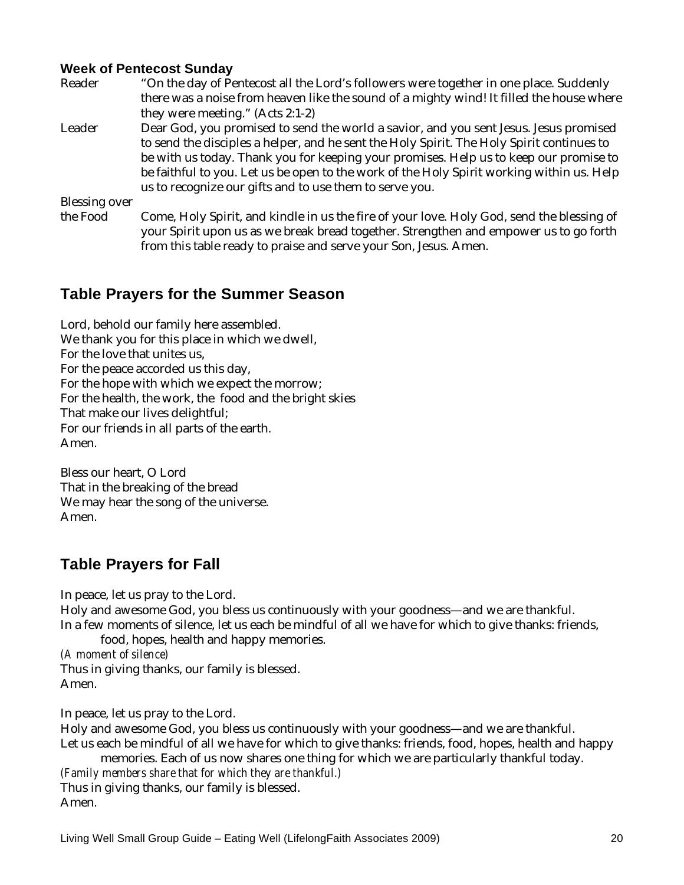### Week of Pentecost Sunday

Reader — "On the day of Pentecost all the Lord's followers were together in one place. Suddenly there was a noise from heaven like the sound of a mighty wind! It filled the house where they were meeting." (Acts 2:1-2)

Leader — Dear God, you promised to send the world a savior, and you sent Jesus. Jesus promised to send the disciples a helper, and he sent the Holy Spirit. The Holy Spirit continues to be with us today. Thank you for keeping your promises. Help us to keep our promise to be faithful to you. Let us be open to the work of the Holy Spirit working within us. Help us to recognize our gifts and to use them to serve you.

Blessing over the Food — Come, Holy Spirit, and kindle in us the fire of your love. Holy God, send the blessing of your Spirit upon us as we break bread together. Strengthen and empower us to go forth from this table ready to praise and serve your Son, Jesus. Amen.

## Table Prayers for the Summer Season

Lord, behold our family here assembled.
We thank you for this place in which we dwell,
For the love that unites us,
For the peace accorded us this day,
For the hope with which we expect the morrow;
For the health, the work, the food and the bright skies
That make our lives delightful;
For our friends in all parts of the earth.
Amen.

Bless our heart, O Lord
That in the breaking of the bread
We may hear the song of the universe.
Amen.

## Table Prayers for Fall

In peace, let us pray to the Lord.
Holy and awesome God, you bless us continuously with your goodness—and we are thankful.
In a few moments of silence, let us each be mindful of all we have for which to give thanks: friends, food, hopes, health and happy memories.
*(A moment of silence)*
Thus in giving thanks, our family is blessed.
Amen.

In peace, let us pray to the Lord.
Holy and awesome God, you bless us continuously with your goodness—and we are thankful.
Let us each be mindful of all we have for which to give thanks: friends, food, hopes, health and happy memories. Each of us now shares one thing for which we are particularly thankful today.
*(Family members share that for which they are thankful.)*
Thus in giving thanks, our family is blessed.
Amen.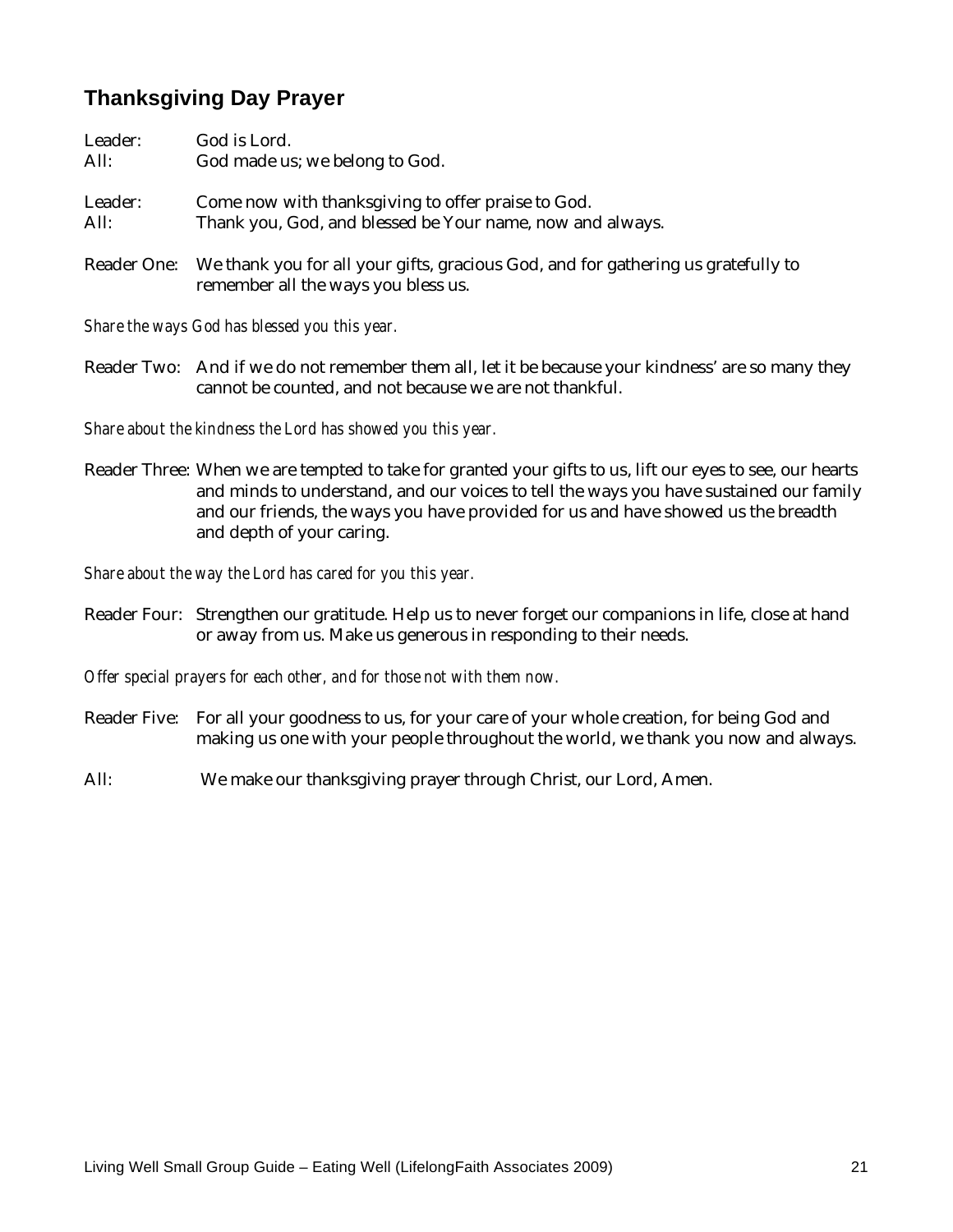## Thanksgiving Day Prayer

Leader: God is Lord.
All: God made us; we belong to God.

Leader: Come now with thanksgiving to offer praise to God.
All: Thank you, God, and blessed be Your name, now and always.

Reader One: We thank you for all your gifts, gracious God, and for gathering us gratefully to remember all the ways you bless us.

*Share the ways God has blessed you this year.*

Reader Two: And if we do not remember them all, let it be because your kindness' are so many they cannot be counted, and not because we are not thankful.

*Share about the kindness the Lord has showed you this year.*

Reader Three: When we are tempted to take for granted your gifts to us, lift our eyes to see, our hearts and minds to understand, and our voices to tell the ways you have sustained our family and our friends, the ways you have provided for us and have showed us the breadth and depth of your caring.

*Share about the way the Lord has cared for you this year.*

Reader Four: Strengthen our gratitude. Help us to never forget our companions in life, close at hand or away from us. Make us generous in responding to their needs.

*Offer special prayers for each other, and for those not with them now.*

Reader Five: For all your goodness to us, for your care of your whole creation, for being God and making us one with your people throughout the world, we thank you now and always.

All: We make our thanksgiving prayer through Christ, our Lord, Amen.

Living Well Small Group Guide – Eating Well (LifelongFaith Associates 2009)